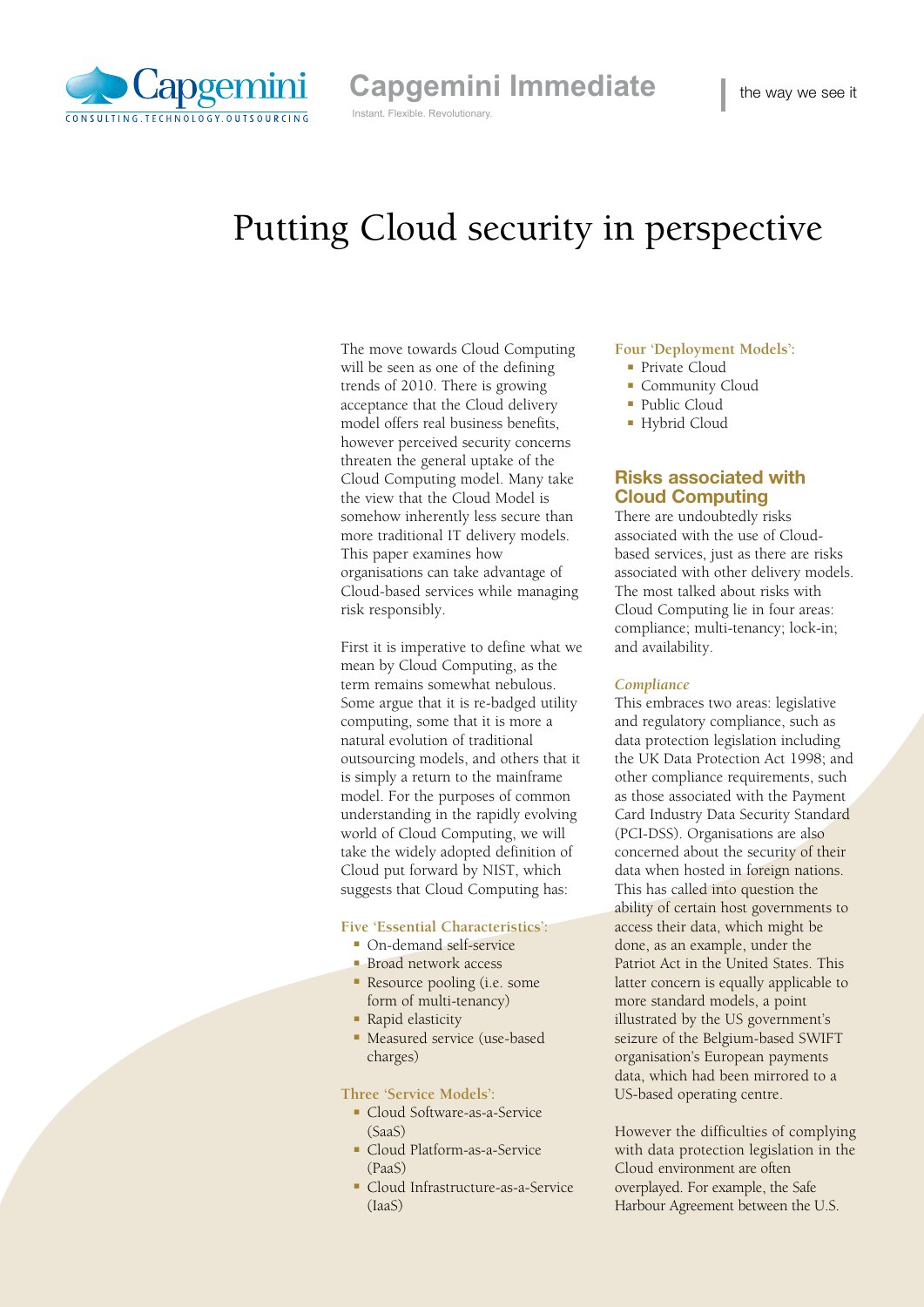# Putting Cloud security in perspective

The move towards Cloud Computing will be seen as one of the defining trends of 2010. There is growing acceptance that the Cloud delivery model offers real business benefits, however perceived security concerns threaten the general uptake of the Cloud Computing model. Many take the view that the Cloud Model is somehow inherently less secure than more traditional IT delivery models. This paper examines how organisations can take advantage of Cloud-based services while managing risk responsibly.

First it is imperative to define what we mean by Cloud Computing, as the term remains somewhat nebulous. Some argue that it is re-badged utility computing, some that it is more a natural evolution of traditional outsourcing models, and others that it is simply a return to the mainframe model. For the purposes of common understanding in the rapidly evolving world of Cloud Computing, we will take the widely adopted definition of Cloud put forward by NIST, which suggests that Cloud Computing has:

**Five 'Essential Characteristics':**

- On-demand self-service
- Broad network access
- Resource pooling (i.e. some form of multi-tenancy)
- Rapid elasticity
- Measured service (use-based charges)

**Three 'Service Models':**

- Cloud Software-as-a-Service (SaaS)
- Cloud Platform-as-a-Service (PaaS)
- Cloud Infrastructure-as-a-Service (IaaS)

**Four 'Deployment Models':**

- Private Cloud
- Community Cloud
- Public Cloud
- Hybrid Cloud

## Risks associated with Cloud Computing

There are undoubtedly risks associated with the use of Cloud-based services, just as there are risks associated with other delivery models. The most talked about risks with Cloud Computing lie in four areas: compliance; multi-tenancy; lock-in; and availability.

### *Compliance*

This embraces two areas: legislative and regulatory compliance, such as data protection legislation including the UK Data Protection Act 1998; and other compliance requirements, such as those associated with the Payment Card Industry Data Security Standard (PCI-DSS). Organisations are also concerned about the security of their data when hosted in foreign nations. This has called into question the ability of certain host governments to access their data, which might be done, as an example, under the Patriot Act in the United States. This latter concern is equally applicable to more standard models, a point illustrated by the US government's seizure of the Belgium-based SWIFT organisation's European payments data, which had been mirrored to a US-based operating centre.

However the difficulties of complying with data protection legislation in the Cloud environment are often overplayed. For example, the Safe Harbour Agreement between the U.S.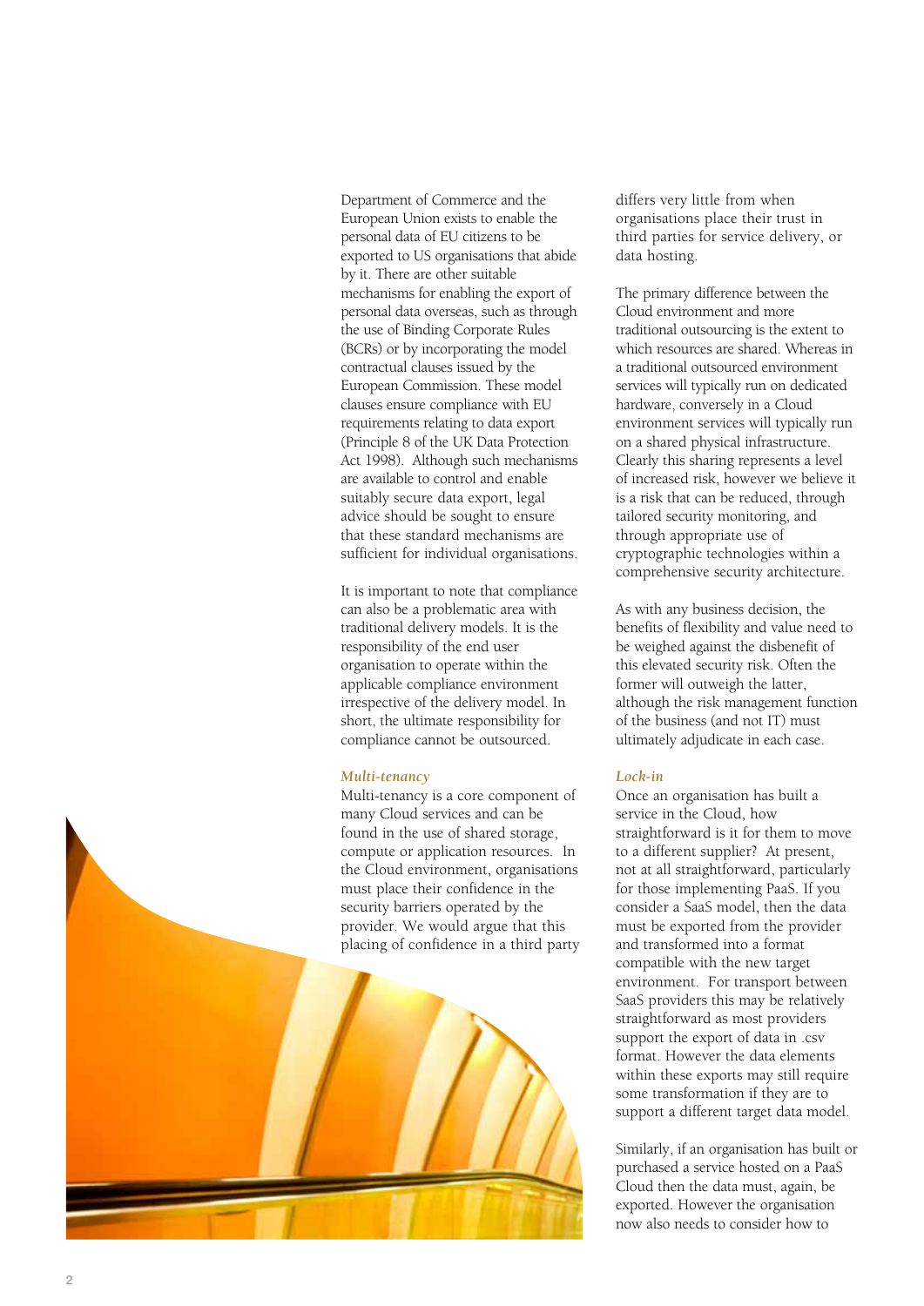Department of Commerce and the European Union exists to enable the personal data of EU citizens to be exported to US organisations that abide by it. There are other suitable mechanisms for enabling the export of personal data overseas, such as through the use of Binding Corporate Rules (BCRs) or by incorporating the model contractual clauses issued by the European Commission. These model clauses ensure compliance with EU requirements relating to data export (Principle 8 of the UK Data Protection Act 1998). Although such mechanisms are available to control and enable suitably secure data export, legal advice should be sought to ensure that these standard mechanisms are sufficient for individual organisations.

It is important to note that compliance can also be a problematic area with traditional delivery models. It is the responsibility of the end user organisation to operate within the applicable compliance environment irrespective of the delivery model. In short, the ultimate responsibility for compliance cannot be outsourced.

### *Multi-tenancy*

Multi-tenancy is a core component of many Cloud services and can be found in the use of shared storage, compute or application resources. In the Cloud environment, organisations must place their confidence in the security barriers operated by the provider. We would argue that this placing of confidence in a third party differs very little from when organisations place their trust in third parties for service delivery, or data hosting.

The primary difference between the Cloud environment and more traditional outsourcing is the extent to which resources are shared. Whereas in a traditional outsourced environment services will typically run on dedicated hardware, conversely in a Cloud environment services will typically run on a shared physical infrastructure. Clearly this sharing represents a level of increased risk, however we believe it is a risk that can be reduced, through tailored security monitoring, and through appropriate use of cryptographic technologies within a comprehensive security architecture.

As with any business decision, the benefits of flexibility and value need to be weighed against the disbenefit of this elevated security risk. Often the former will outweigh the latter, although the risk management function of the business (and not IT) must ultimately adjudicate in each case.

### *Lock-in*

Once an organisation has built a service in the Cloud, how straightforward is it for them to move to a different supplier? At present, not at all straightforward, particularly for those implementing PaaS. If you consider a SaaS model, then the data must be exported from the provider and transformed into a format compatible with the new target environment. For transport between SaaS providers this may be relatively straightforward as most providers support the export of data in .csv format. However the data elements within these exports may still require some transformation if they are to support a different target data model.

Similarly, if an organisation has built or purchased a service hosted on a PaaS Cloud then the data must, again, be exported. However the organisation now also needs to consider how to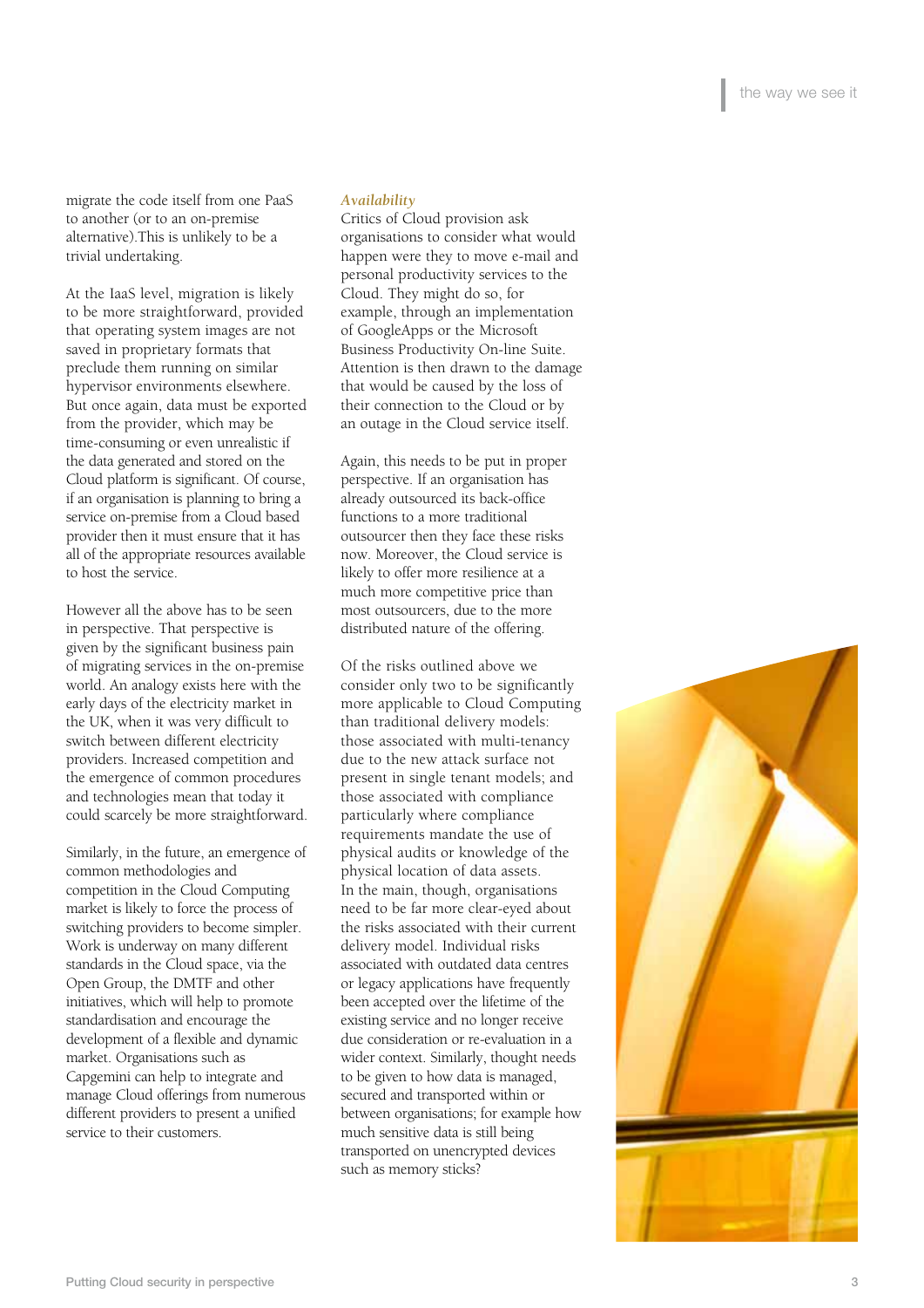migrate the code itself from one PaaS to another (or to an on-premise alternative).This is unlikely to be a trivial undertaking.

At the IaaS level, migration is likely to be more straightforward, provided that operating system images are not saved in proprietary formats that preclude them running on similar hypervisor environments elsewhere. But once again, data must be exported from the provider, which may be time-consuming or even unrealistic if the data generated and stored on the Cloud platform is significant. Of course, if an organisation is planning to bring a service on-premise from a Cloud based provider then it must ensure that it has all of the appropriate resources available to host the service.

However all the above has to be seen in perspective. That perspective is given by the significant business pain of migrating services in the on-premise world. An analogy exists here with the early days of the electricity market in the UK, when it was very difficult to switch between different electricity providers. Increased competition and the emergence of common procedures and technologies mean that today it could scarcely be more straightforward.

Similarly, in the future, an emergence of common methodologies and competition in the Cloud Computing market is likely to force the process of switching providers to become simpler. Work is underway on many different standards in the Cloud space, via the Open Group, the DMTF and other initiatives, which will help to promote standardisation and encourage the development of a flexible and dynamic market. Organisations such as Capgemini can help to integrate and manage Cloud offerings from numerous different providers to present a unified service to their customers.

*Availability*

Critics of Cloud provision ask organisations to consider what would happen were they to move e-mail and personal productivity services to the Cloud. They might do so, for example, through an implementation of GoogleApps or the Microsoft Business Productivity On-line Suite. Attention is then drawn to the damage that would be caused by the loss of their connection to the Cloud or by an outage in the Cloud service itself.

Again, this needs to be put in proper perspective. If an organisation has already outsourced its back-office functions to a more traditional outsourcer then they face these risks now. Moreover, the Cloud service is likely to offer more resilience at a much more competitive price than most outsourcers, due to the more distributed nature of the offering.

Of the risks outlined above we consider only two to be significantly more applicable to Cloud Computing than traditional delivery models: those associated with multi-tenancy due to the new attack surface not present in single tenant models; and those associated with compliance particularly where compliance requirements mandate the use of physical audits or knowledge of the physical location of data assets. In the main, though, organisations need to be far more clear-eyed about the risks associated with their current delivery model. Individual risks associated with outdated data centres or legacy applications have frequently been accepted over the lifetime of the existing service and no longer receive due consideration or re-evaluation in a wider context. Similarly, thought needs to be given to how data is managed, secured and transported within or between organisations; for example how much sensitive data is still being transported on unencrypted devices such as memory sticks?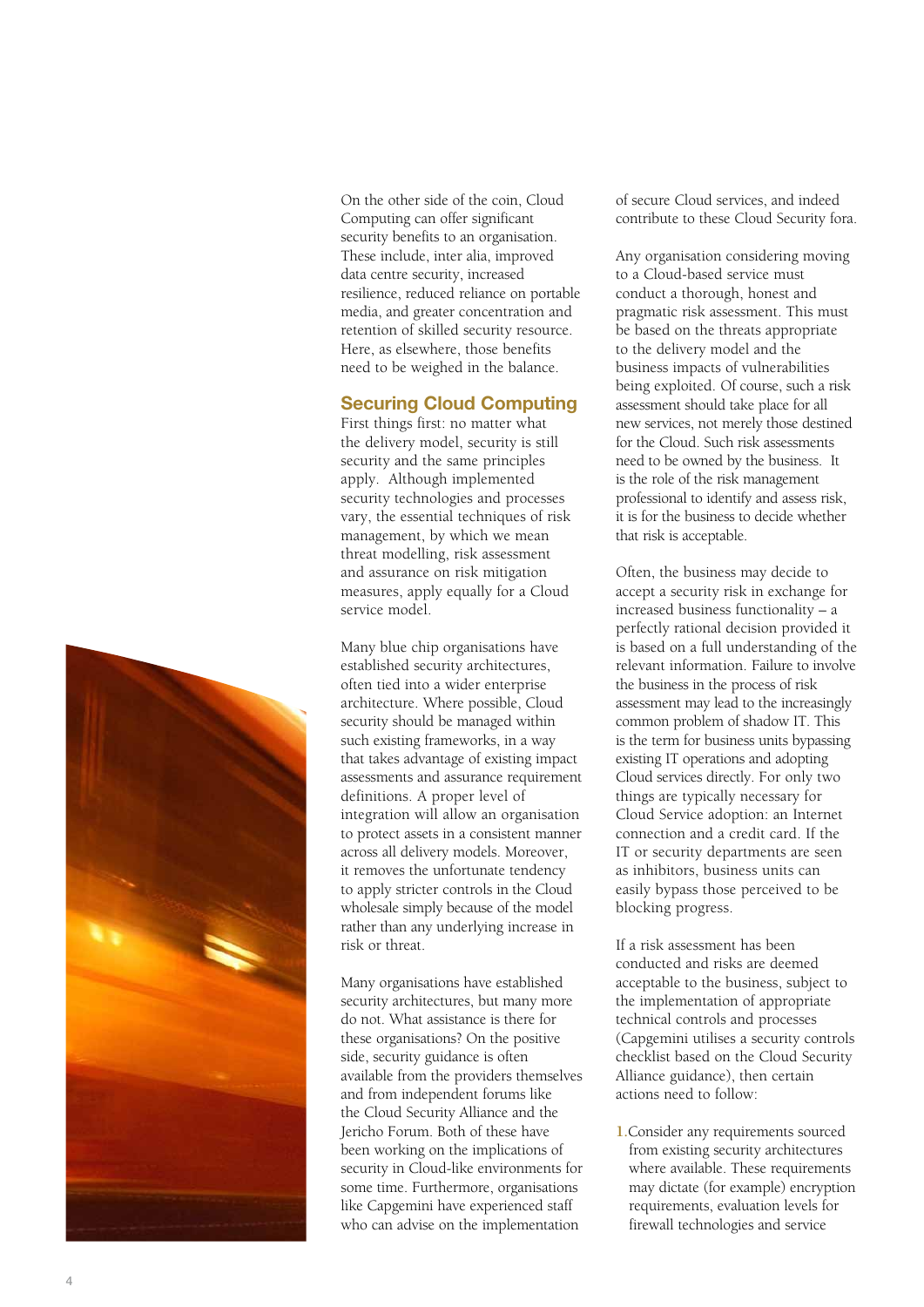On the other side of the coin, Cloud Computing can offer significant security benefits to an organisation. These include, inter alia, improved data centre security, increased resilience, reduced reliance on portable media, and greater concentration and retention of skilled security resource. Here, as elsewhere, those benefits need to be weighed in the balance.

## Securing Cloud Computing

First things first: no matter what the delivery model, security is still security and the same principles apply. Although implemented security technologies and processes vary, the essential techniques of risk management, by which we mean threat modelling, risk assessment and assurance on risk mitigation measures, apply equally for a Cloud service model.

Many blue chip organisations have established security architectures, often tied into a wider enterprise architecture. Where possible, Cloud security should be managed within such existing frameworks, in a way that takes advantage of existing impact assessments and assurance requirement definitions. A proper level of integration will allow an organisation to protect assets in a consistent manner across all delivery models. Moreover, it removes the unfortunate tendency to apply stricter controls in the Cloud wholesale simply because of the model rather than any underlying increase in risk or threat.

Many organisations have established security architectures, but many more do not. What assistance is there for these organisations? On the positive side, security guidance is often available from the providers themselves and from independent forums like the Cloud Security Alliance and the Jericho Forum. Both of these have been working on the implications of security in Cloud-like environments for some time. Furthermore, organisations like Capgemini have experienced staff who can advise on the implementation of secure Cloud services, and indeed contribute to these Cloud Security fora.

Any organisation considering moving to a Cloud-based service must conduct a thorough, honest and pragmatic risk assessment. This must be based on the threats appropriate to the delivery model and the business impacts of vulnerabilities being exploited. Of course, such a risk assessment should take place for all new services, not merely those destined for the Cloud. Such risk assessments need to be owned by the business. It is the role of the risk management professional to identify and assess risk, it is for the business to decide whether that risk is acceptable.

Often, the business may decide to accept a security risk in exchange for increased business functionality – a perfectly rational decision provided it is based on a full understanding of the relevant information. Failure to involve the business in the process of risk assessment may lead to the increasingly common problem of shadow IT. This is the term for business units bypassing existing IT operations and adopting Cloud services directly. For only two things are typically necessary for Cloud Service adoption: an Internet connection and a credit card. If the IT or security departments are seen as inhibitors, business units can easily bypass those perceived to be blocking progress.

If a risk assessment has been conducted and risks are deemed acceptable to the business, subject to the implementation of appropriate technical controls and processes (Capgemini utilises a security controls checklist based on the Cloud Security Alliance guidance), then certain actions need to follow:

1. Consider any requirements sourced from existing security architectures where available. These requirements may dictate (for example) encryption requirements, evaluation levels for firewall technologies and service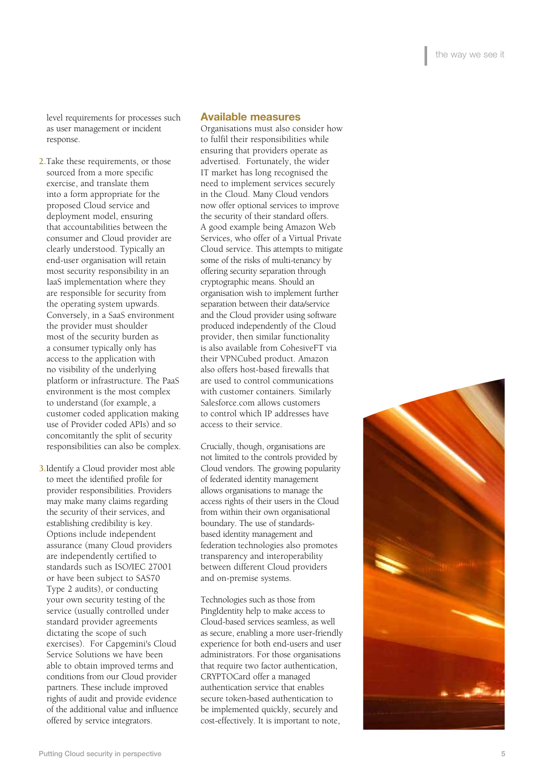level requirements for processes such as user management or incident response.

2. Take these requirements, or those sourced from a more specific exercise, and translate them into a form appropriate for the proposed Cloud service and deployment model, ensuring that accountabilities between the consumer and Cloud provider are clearly understood. Typically an end-user organisation will retain most security responsibility in an IaaS implementation where they are responsible for security from the operating system upwards. Conversely, in a SaaS environment the provider must shoulder most of the security burden as a consumer typically only has access to the application with no visibility of the underlying platform or infrastructure. The PaaS environment is the most complex to understand (for example, a customer coded application making use of Provider coded APIs) and so concomitantly the split of security responsibilities can also be complex.

3. Identify a Cloud provider most able to meet the identified profile for provider responsibilities. Providers may make many claims regarding the security of their services, and establishing credibility is key. Options include independent assurance (many Cloud providers are independently certified to standards such as ISO/IEC 27001 or have been subject to SAS70 Type 2 audits), or conducting your own security testing of the service (usually controlled under standard provider agreements dictating the scope of such exercises). For Capgemini's Cloud Service Solutions we have been able to obtain improved terms and conditions from our Cloud provider partners. These include improved rights of audit and provide evidence of the additional value and influence offered by service integrators.

## Available measures

Organisations must also consider how to fulfil their responsibilities while ensuring that providers operate as advertised. Fortunately, the wider IT market has long recognised the need to implement services securely in the Cloud. Many Cloud vendors now offer optional services to improve the security of their standard offers. A good example being Amazon Web Services, who offer of a Virtual Private Cloud service. This attempts to mitigate some of the risks of multi-tenancy by offering security separation through cryptographic means. Should an organisation wish to implement further separation between their data/service and the Cloud provider using software produced independently of the Cloud provider, then similar functionality is also available from CohesiveFT via their VPNCubed product. Amazon also offers host-based firewalls that are used to control communications with customer containers. Similarly Salesforce.com allows customers to control which IP addresses have access to their service.

Crucially, though, organisations are not limited to the controls provided by Cloud vendors. The growing popularity of federated identity management allows organisations to manage the access rights of their users in the Cloud from within their own organisational boundary. The use of standards-based identity management and federation technologies also promotes transparency and interoperability between different Cloud providers and on-premise systems.

Technologies such as those from PingIdentity help to make access to Cloud-based services seamless, as well as secure, enabling a more user-friendly experience for both end-users and user administrators. For those organisations that require two factor authentication, CRYPTOCard offer a managed authentication service that enables secure token-based authentication to be implemented quickly, securely and cost-effectively. It is important to note,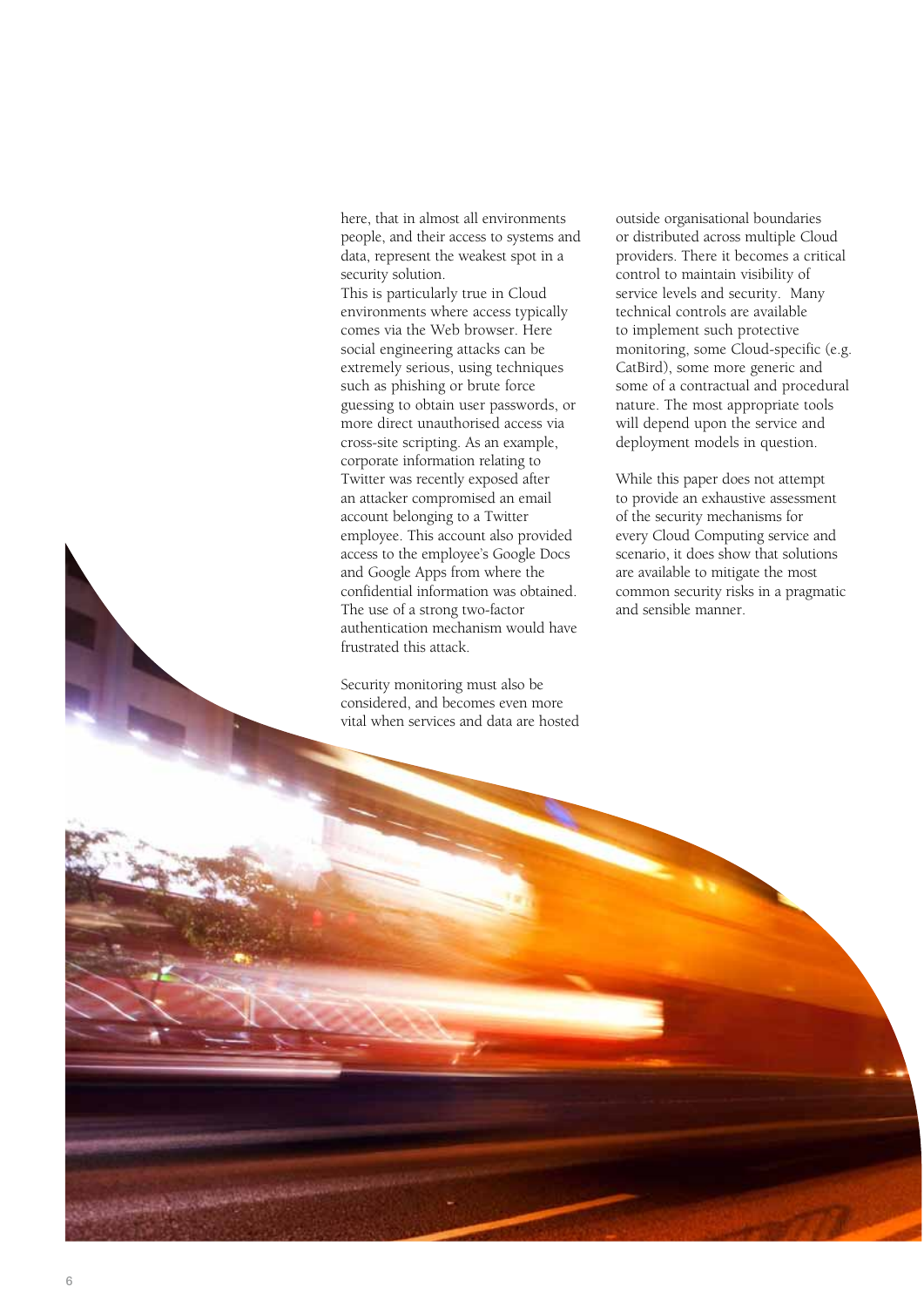here, that in almost all environments people, and their access to systems and data, represent the weakest spot in a security solution.
This is particularly true in Cloud environments where access typically comes via the Web browser. Here social engineering attacks can be extremely serious, using techniques such as phishing or brute force guessing to obtain user passwords, or more direct unauthorised access via cross-site scripting. As an example, corporate information relating to Twitter was recently exposed after an attacker compromised an email account belonging to a Twitter employee. This account also provided access to the employee's Google Docs and Google Apps from where the confidential information was obtained. The use of a strong two-factor authentication mechanism would have frustrated this attack.

Security monitoring must also be considered, and becomes even more vital when services and data are hosted outside organisational boundaries or distributed across multiple Cloud providers. There it becomes a critical control to maintain visibility of service levels and security. Many technical controls are available to implement such protective monitoring, some Cloud-specific (e.g. CatBird), some more generic and some of a contractual and procedural nature. The most appropriate tools will depend upon the service and deployment models in question.

While this paper does not attempt to provide an exhaustive assessment of the security mechanisms for every Cloud Computing service and scenario, it does show that solutions are available to mitigate the most common security risks in a pragmatic and sensible manner.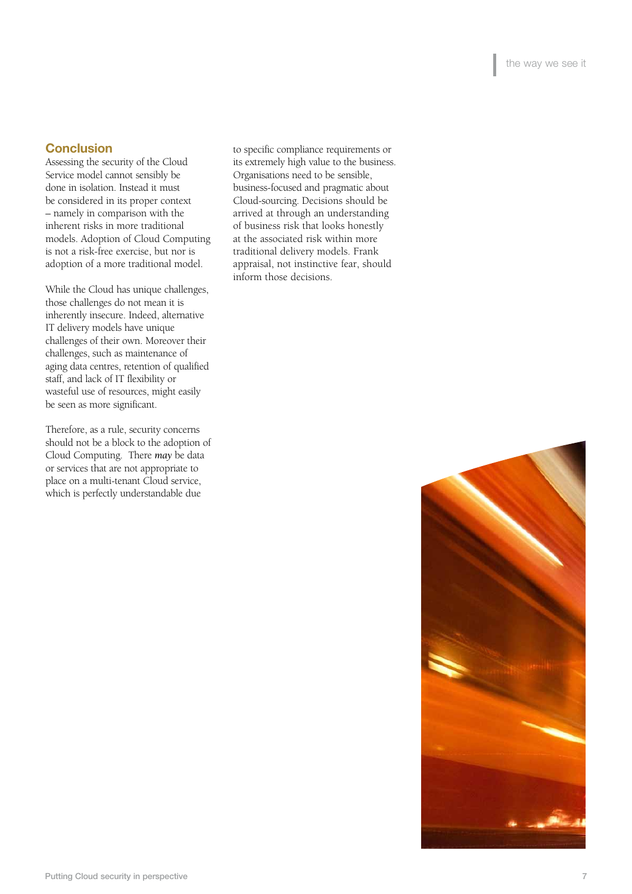## Conclusion

Assessing the security of the Cloud Service model cannot sensibly be done in isolation. Instead it must be considered in its proper context – namely in comparison with the inherent risks in more traditional models. Adoption of Cloud Computing is not a risk-free exercise, but nor is adoption of a more traditional model.

While the Cloud has unique challenges, those challenges do not mean it is inherently insecure. Indeed, alternative IT delivery models have unique challenges of their own. Moreover their challenges, such as maintenance of aging data centres, retention of qualified staff, and lack of IT flexibility or wasteful use of resources, might easily be seen as more significant.

Therefore, as a rule, security concerns should not be a block to the adoption of Cloud Computing. There *may* be data or services that are not appropriate to place on a multi-tenant Cloud service, which is perfectly understandable due to specific compliance requirements or its extremely high value to the business. Organisations need to be sensible, business-focused and pragmatic about Cloud-sourcing. Decisions should be arrived at through an understanding of business risk that looks honestly at the associated risk within more traditional delivery models. Frank appraisal, not instinctive fear, should inform those decisions.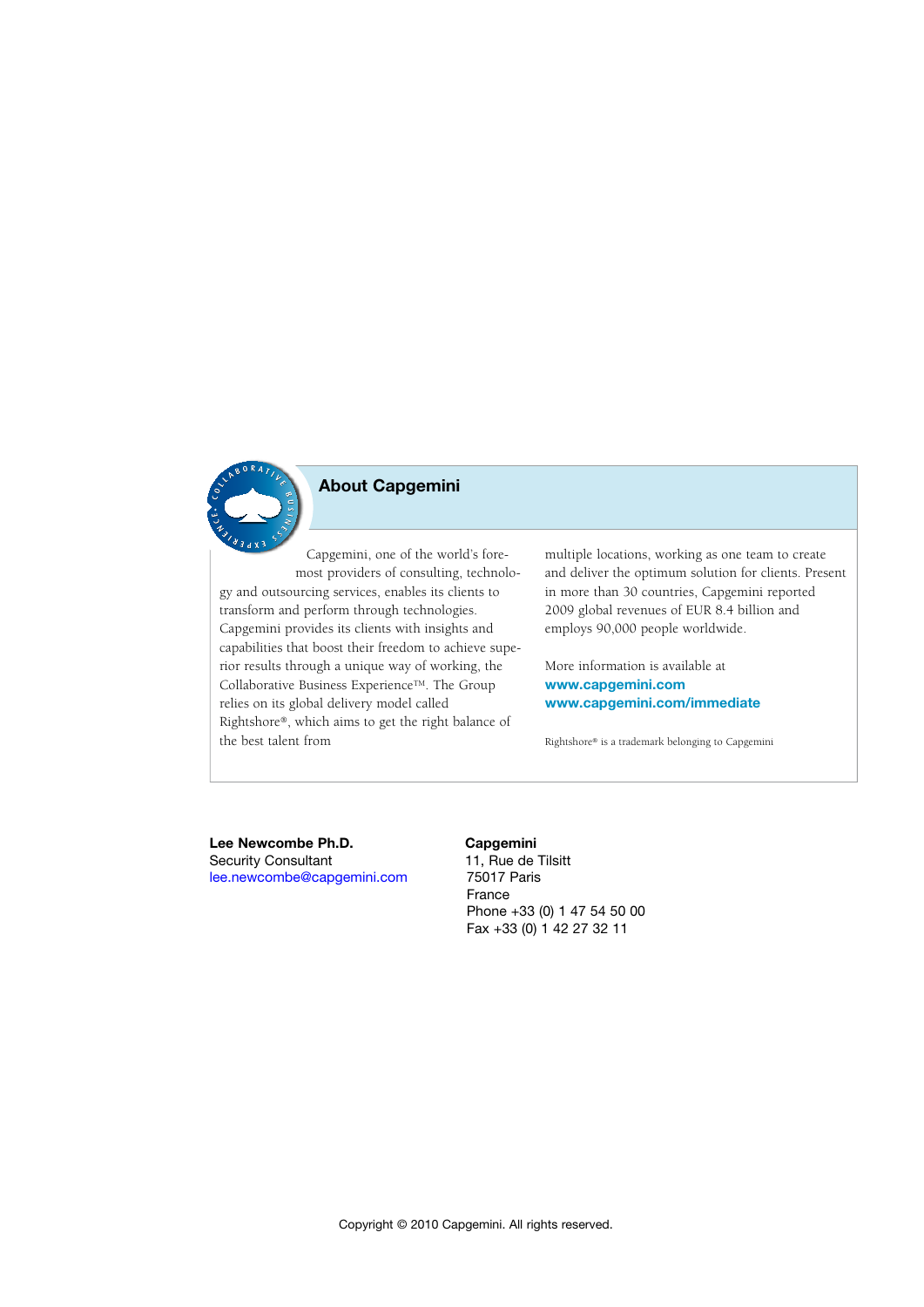## About Capgemini

Capgemini, one of the world's foremost providers of consulting, technology and outsourcing services, enables its clients to transform and perform through technologies. Capgemini provides its clients with insights and capabilities that boost their freedom to achieve superior results through a unique way of working, the Collaborative Business Experience™. The Group relies on its global delivery model called Rightshore®, which aims to get the right balance of the best talent from multiple locations, working as one team to create and deliver the optimum solution for clients. Present in more than 30 countries, Capgemini reported 2009 global revenues of EUR 8.4 billion and employs 90,000 people worldwide.

More information is available at

**www.capgemini.com**

**www.capgemini.com/immediate**

Rightshore® is a trademark belonging to Capgemini

**Lee Newcombe Ph.D.**
Security Consultant
lee.newcombe@capgemini.com

**Capgemini**
11, Rue de Tilsitt
75017 Paris
France
Phone +33 (0) 1 47 54 50 00
Fax +33 (0) 1 42 27 32 11

Copyright © 2010 Capgemini. All rights reserved.